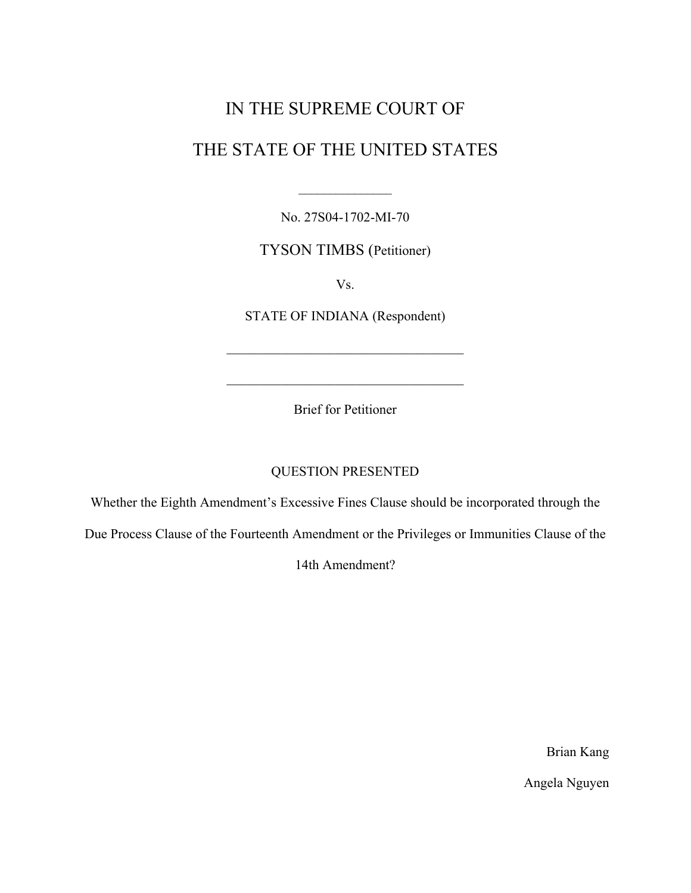# IN THE SUPREME COURT OF

# THE STATE OF THE UNITED STATES

---

No. 27S04-1702-MI-70

TYSON TIMBS (Petitioner)

Vs.

STATE OF INDIANA (Respondent)

---

---

Brief for Petitioner

## QUESTION PRESENTED

Whether the Eighth Amendment's Excessive Fines Clause should be incorporated through the Due Process Clause of the Fourteenth Amendment or the Privileges or Immunities Clause of the 14th Amendment?

Brian Kang

Angela Nguyen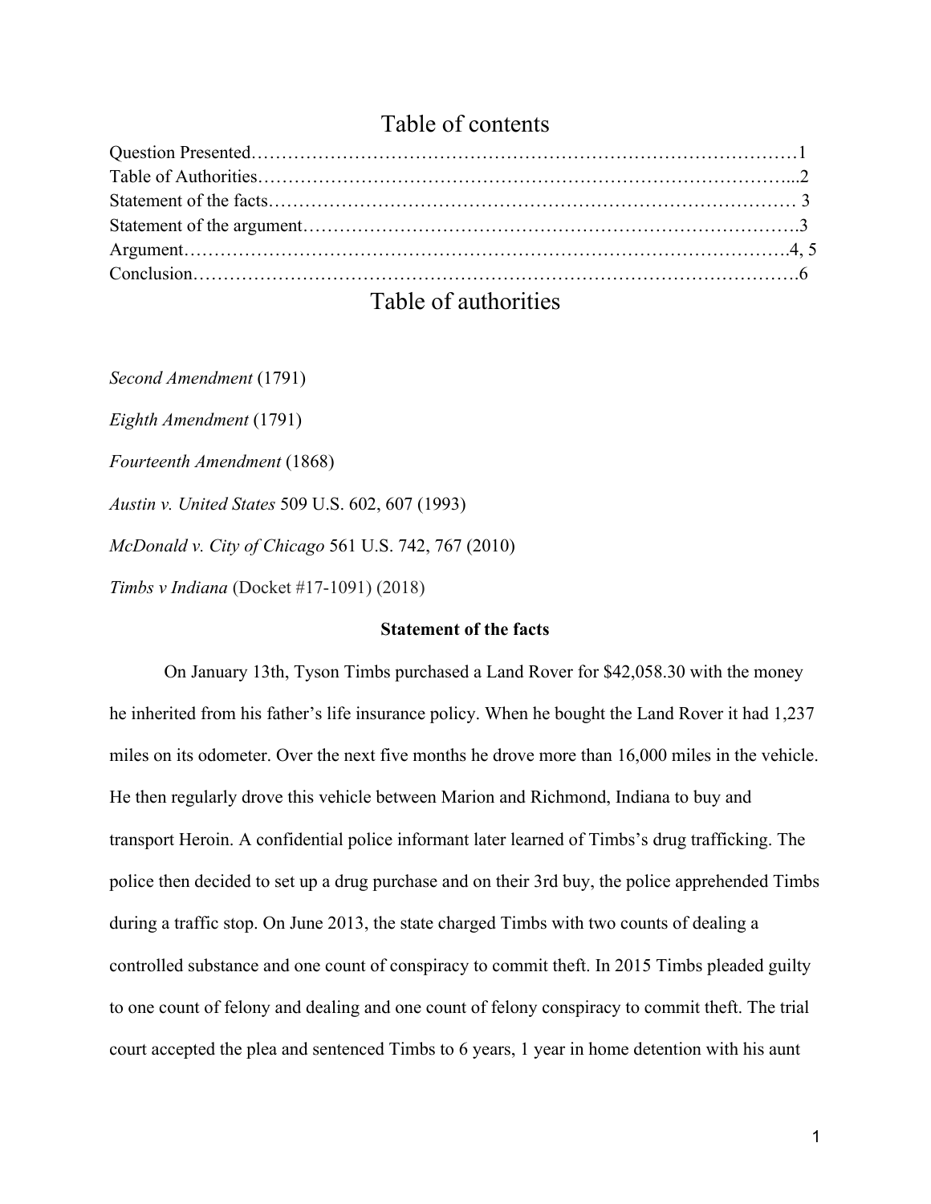# Table of contents

Question Presented……………………………………………………………………………1
Table of Authorities…………………………………………………………………………...2
Statement of the facts………………………………………………………………………… 3
Statement of the argument…………………………………………………………………….3
Argument………………………………………………………………………………………4, 5
Conclusion…………………………………………………………………………………….6

# Table of authorities

*Second Amendment* (1791)

*Eighth Amendment* (1791)

*Fourteenth Amendment* (1868)

*Austin v. United States* 509 U.S. 602, 607 (1993)

*McDonald v. City of Chicago* 561 U.S. 742, 767 (2010)

*Timbs v Indiana* (Docket #17-1091) (2018)

**Statement of the facts**

On January 13th, Tyson Timbs purchased a Land Rover for $42,058.30 with the money he inherited from his father's life insurance policy. When he bought the Land Rover it had 1,237 miles on its odometer. Over the next five months he drove more than 16,000 miles in the vehicle. He then regularly drove this vehicle between Marion and Richmond, Indiana to buy and transport Heroin. A confidential police informant later learned of Timbs's drug trafficking. The police then decided to set up a drug purchase and on their 3rd buy, the police apprehended Timbs during a traffic stop. On June 2013, the state charged Timbs with two counts of dealing a controlled substance and one count of conspiracy to commit theft. In 2015 Timbs pleaded guilty to one count of felony and dealing and one count of felony conspiracy to commit theft. The trial court accepted the plea and sentenced Timbs to 6 years, 1 year in home detention with his aunt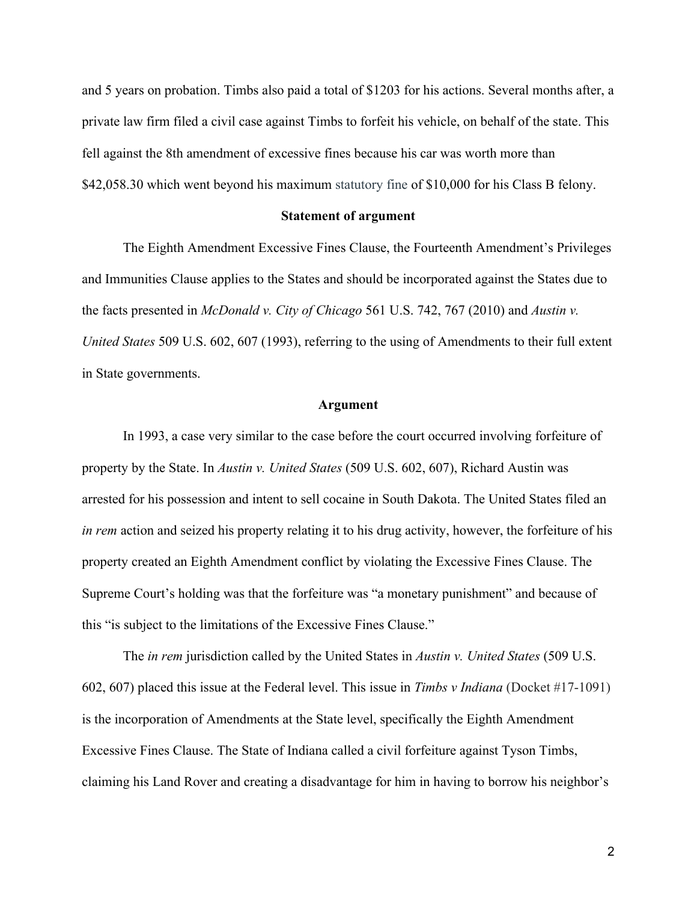and 5 years on probation. Timbs also paid a total of $1203 for his actions. Several months after, a private law firm filed a civil case against Timbs to forfeit his vehicle, on behalf of the state. This fell against the 8th amendment of excessive fines because his car was worth more than $42,058.30 which went beyond his maximum statutory fine of $10,000 for his Class B felony.

**Statement of argument**

The Eighth Amendment Excessive Fines Clause, the Fourteenth Amendment's Privileges and Immunities Clause applies to the States and should be incorporated against the States due to the facts presented in *McDonald v. City of Chicago* 561 U.S. 742, 767 (2010) and *Austin v. United States* 509 U.S. 602, 607 (1993), referring to the using of Amendments to their full extent in State governments.

**Argument**

In 1993, a case very similar to the case before the court occurred involving forfeiture of property by the State. In *Austin v. United States* (509 U.S. 602, 607), Richard Austin was arrested for his possession and intent to sell cocaine in South Dakota. The United States filed an *in rem* action and seized his property relating it to his drug activity, however, the forfeiture of his property created an Eighth Amendment conflict by violating the Excessive Fines Clause. The Supreme Court's holding was that the forfeiture was "a monetary punishment" and because of this "is subject to the limitations of the Excessive Fines Clause."

The *in rem* jurisdiction called by the United States in *Austin v. United States* (509 U.S. 602, 607) placed this issue at the Federal level. This issue in *Timbs v Indiana* (Docket #17-1091) is the incorporation of Amendments at the State level, specifically the Eighth Amendment Excessive Fines Clause. The State of Indiana called a civil forfeiture against Tyson Timbs, claiming his Land Rover and creating a disadvantage for him in having to borrow his neighbor's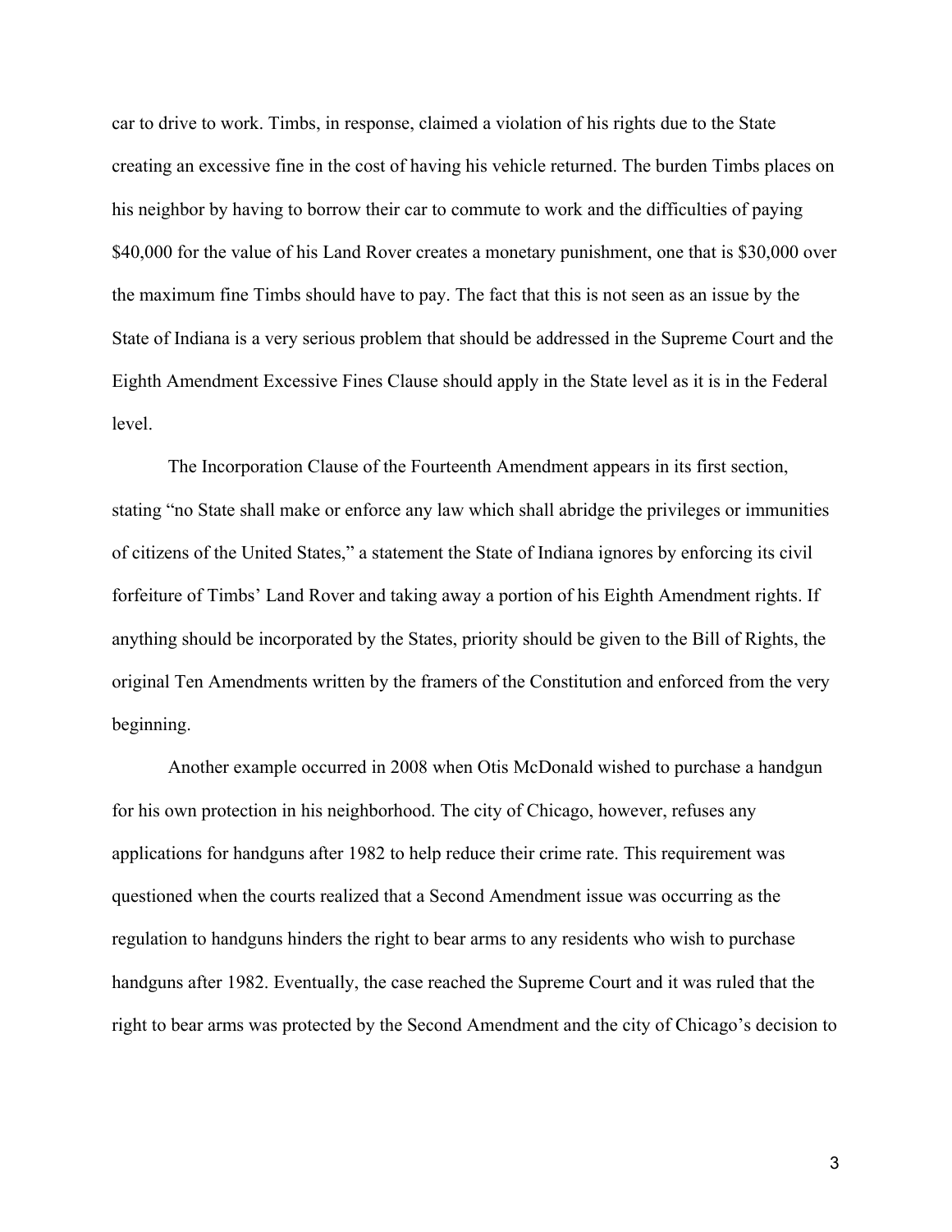car to drive to work. Timbs, in response, claimed a violation of his rights due to the State creating an excessive fine in the cost of having his vehicle returned. The burden Timbs places on his neighbor by having to borrow their car to commute to work and the difficulties of paying $40,000 for the value of his Land Rover creates a monetary punishment, one that is $30,000 over the maximum fine Timbs should have to pay. The fact that this is not seen as an issue by the State of Indiana is a very serious problem that should be addressed in the Supreme Court and the Eighth Amendment Excessive Fines Clause should apply in the State level as it is in the Federal level.

The Incorporation Clause of the Fourteenth Amendment appears in its first section, stating "no State shall make or enforce any law which shall abridge the privileges or immunities of citizens of the United States," a statement the State of Indiana ignores by enforcing its civil forfeiture of Timbs' Land Rover and taking away a portion of his Eighth Amendment rights. If anything should be incorporated by the States, priority should be given to the Bill of Rights, the original Ten Amendments written by the framers of the Constitution and enforced from the very beginning.

Another example occurred in 2008 when Otis McDonald wished to purchase a handgun for his own protection in his neighborhood. The city of Chicago, however, refuses any applications for handguns after 1982 to help reduce their crime rate. This requirement was questioned when the courts realized that a Second Amendment issue was occurring as the regulation to handguns hinders the right to bear arms to any residents who wish to purchase handguns after 1982. Eventually, the case reached the Supreme Court and it was ruled that the right to bear arms was protected by the Second Amendment and the city of Chicago's decision to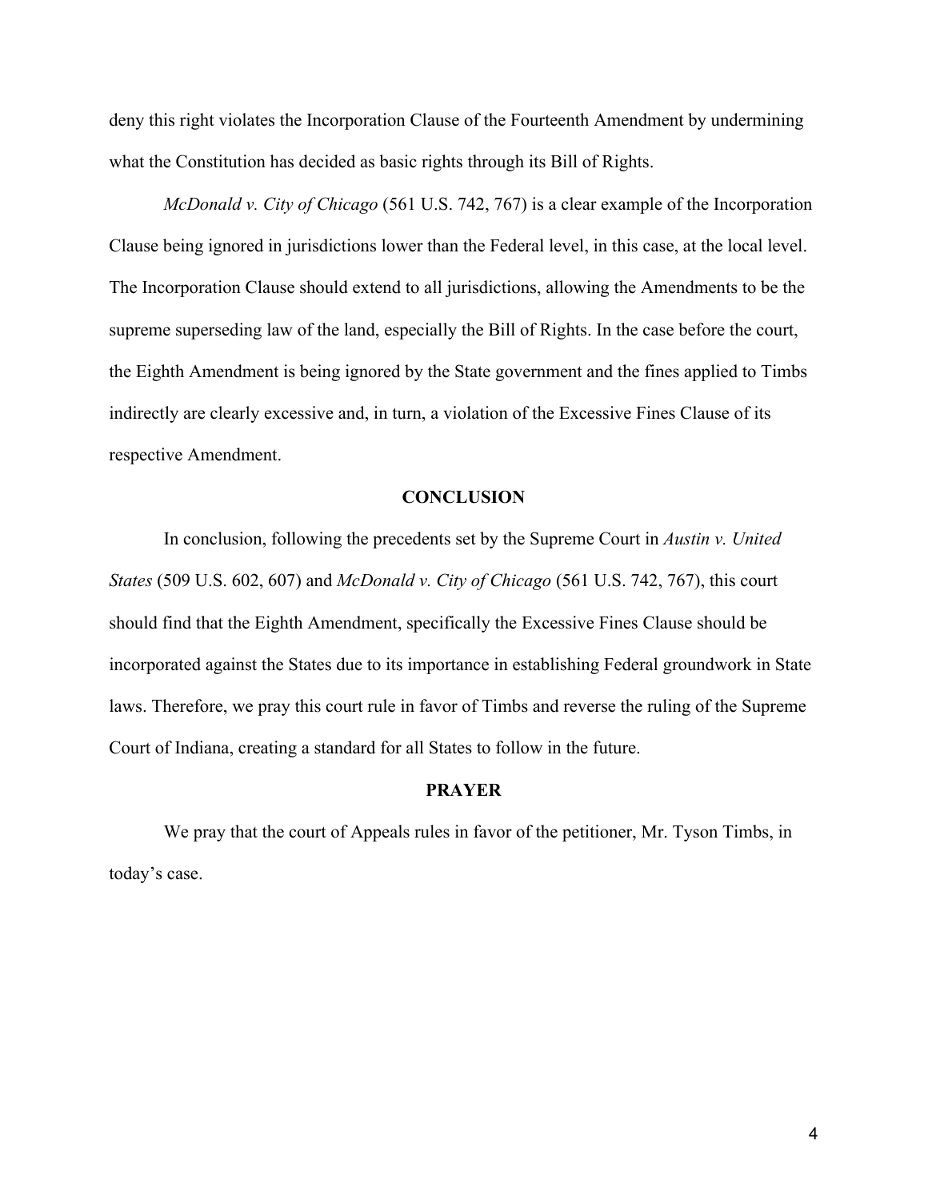deny this right violates the Incorporation Clause of the Fourteenth Amendment by undermining what the Constitution has decided as basic rights through its Bill of Rights.

*McDonald v. City of Chicago* (561 U.S. 742, 767) is a clear example of the Incorporation Clause being ignored in jurisdictions lower than the Federal level, in this case, at the local level. The Incorporation Clause should extend to all jurisdictions, allowing the Amendments to be the supreme superseding law of the land, especially the Bill of Rights. In the case before the court, the Eighth Amendment is being ignored by the State government and the fines applied to Timbs indirectly are clearly excessive and, in turn, a violation of the Excessive Fines Clause of its respective Amendment.

## CONCLUSION

In conclusion, following the precedents set by the Supreme Court in *Austin v. United States* (509 U.S. 602, 607) and *McDonald v. City of Chicago* (561 U.S. 742, 767), this court should find that the Eighth Amendment, specifically the Excessive Fines Clause should be incorporated against the States due to its importance in establishing Federal groundwork in State laws. Therefore, we pray this court rule in favor of Timbs and reverse the ruling of the Supreme Court of Indiana, creating a standard for all States to follow in the future.

## PRAYER

We pray that the court of Appeals rules in favor of the petitioner, Mr. Tyson Timbs, in today's case.